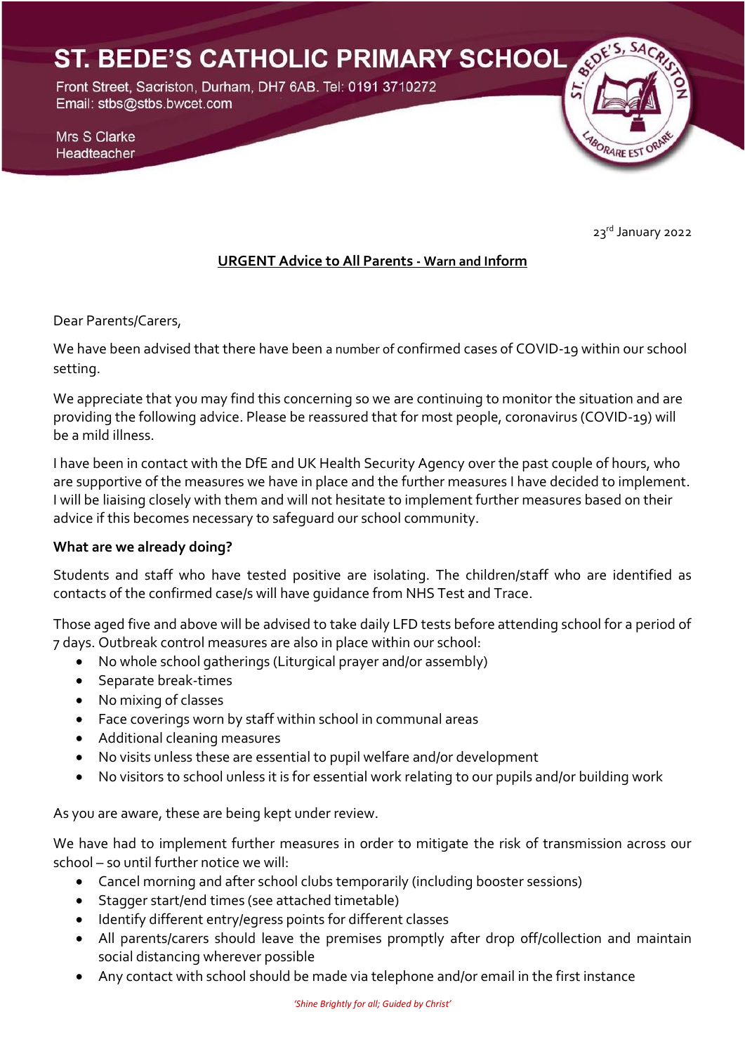# ST. BEDE'S CATHOLIC PRIMARY SCHOOL

Front Street, Sacriston, Durham, DH7 6AB. Tel: 0191 3710272
Email: stbs@stbs.bwcet.com

Mrs S Clarke
Headteacher

23rd January 2022

**URGENT Advice to All Parents - Warn and Inform**

Dear Parents/Carers,

We have been advised that there have been a number of confirmed cases of COVID-19 within our school setting.

We appreciate that you may find this concerning so we are continuing to monitor the situation and are providing the following advice. Please be reassured that for most people, coronavirus (COVID-19) will be a mild illness.

I have been in contact with the DfE and UK Health Security Agency over the past couple of hours, who are supportive of the measures we have in place and the further measures I have decided to implement. I will be liaising closely with them and will not hesitate to implement further measures based on their advice if this becomes necessary to safeguard our school community.

**What are we already doing?**

Students and staff who have tested positive are isolating. The children/staff who are identified as contacts of the confirmed case/s will have guidance from NHS Test and Trace.

Those aged five and above will be advised to take daily LFD tests before attending school for a period of 7 days. Outbreak control measures are also in place within our school:

- No whole school gatherings (Liturgical prayer and/or assembly)
- Separate break-times
- No mixing of classes
- Face coverings worn by staff within school in communal areas
- Additional cleaning measures
- No visits unless these are essential to pupil welfare and/or development
- No visitors to school unless it is for essential work relating to our pupils and/or building work

As you are aware, these are being kept under review.

We have had to implement further measures in order to mitigate the risk of transmission across our school – so until further notice we will:

- Cancel morning and after school clubs temporarily (including booster sessions)
- Stagger start/end times (see attached timetable)
- Identify different entry/egress points for different classes
- All parents/carers should leave the premises promptly after drop off/collection and maintain social distancing wherever possible
- Any contact with school should be made via telephone and/or email in the first instance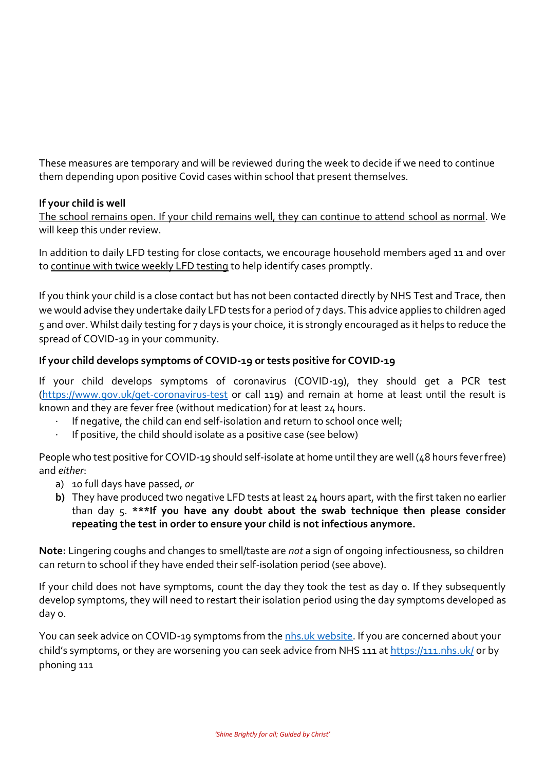These measures are temporary and will be reviewed during the week to decide if we need to continue them depending upon positive Covid cases within school that present themselves.

**If your child is well**

The school remains open. If your child remains well, they can continue to attend school as normal. We will keep this under review.

In addition to daily LFD testing for close contacts, we encourage household members aged 11 and over to continue with twice weekly LFD testing to help identify cases promptly.

If you think your child is a close contact but has not been contacted directly by NHS Test and Trace, then we would advise they undertake daily LFD tests for a period of 7 days. This advice applies to children aged 5 and over. Whilst daily testing for 7 days is your choice, it is strongly encouraged as it helps to reduce the spread of COVID-19 in your community.

**If your child develops symptoms of COVID-19 or tests positive for COVID-19**

If your child develops symptoms of coronavirus (COVID-19), they should get a PCR test (https://www.gov.uk/get-coronavirus-test or call 119) and remain at home at least until the result is known and they are fever free (without medication) for at least 24 hours.

- If negative, the child can end self-isolation and return to school once well;
- If positive, the child should isolate as a positive case (see below)

People who test positive for COVID-19 should self-isolate at home until they are well (48 hours fever free) and *either*:

a) 10 full days have passed, *or*
b) They have produced two negative LFD tests at least 24 hours apart, with the first taken no earlier than day 5. **\*\*\*If you have any doubt about the swab technique then please consider repeating the test in order to ensure your child is not infectious anymore.**

**Note:** Lingering coughs and changes to smell/taste are *not* a sign of ongoing infectiousness, so children can return to school if they have ended their self-isolation period (see above).

If your child does not have symptoms, count the day they took the test as day 0. If they subsequently develop symptoms, they will need to restart their isolation period using the day symptoms developed as day 0.

You can seek advice on COVID-19 symptoms from the nhs.uk website. If you are concerned about your child's symptoms, or they are worsening you can seek advice from NHS 111 at https://111.nhs.uk/ or by phoning 111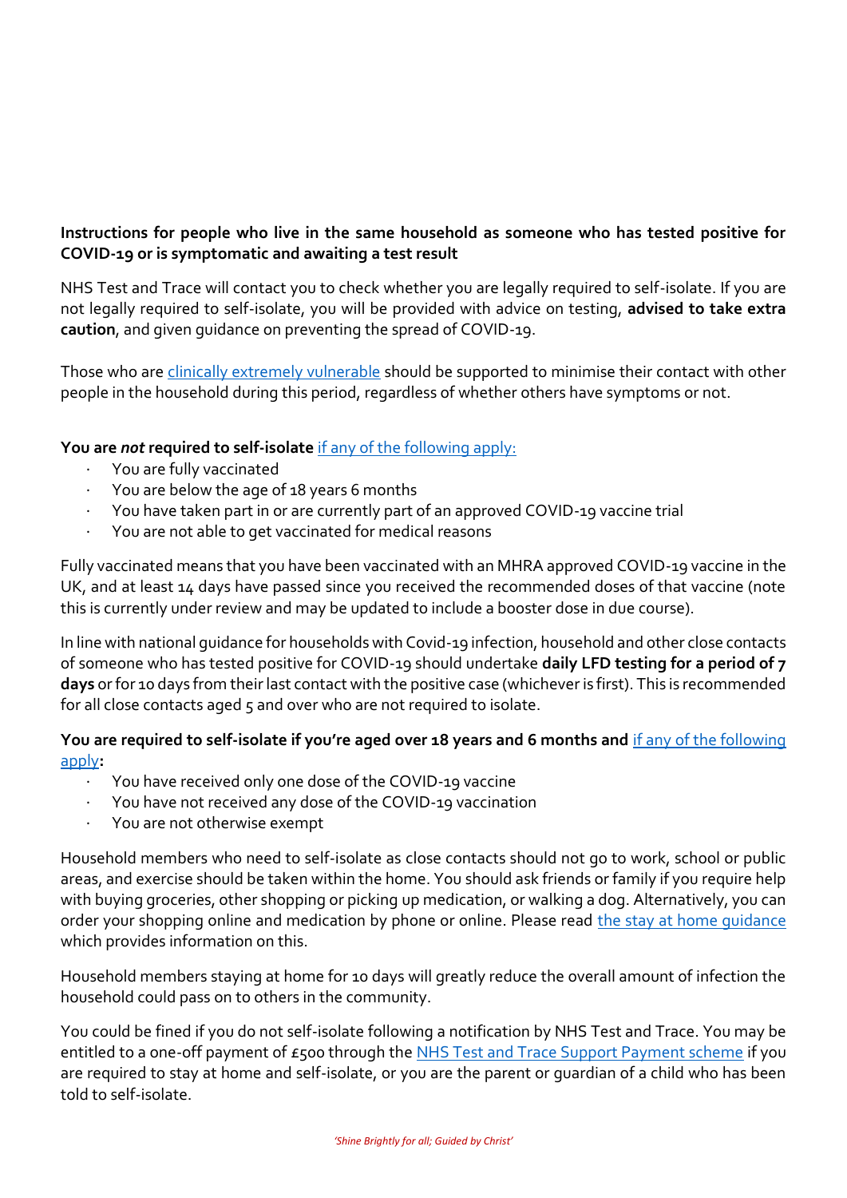**Instructions for people who live in the same household as someone who has tested positive for COVID-19 or is symptomatic and awaiting a test result**

NHS Test and Trace will contact you to check whether you are legally required to self-isolate. If you are not legally required to self-isolate, you will be provided with advice on testing, **advised to take extra caution**, and given guidance on preventing the spread of COVID-19.

Those who are [clinically extremely vulnerable](#) should be supported to minimise their contact with other people in the household during this period, regardless of whether others have symptoms or not.

**You are *not* required to self-isolate** [if any of the following apply:](#)

- You are fully vaccinated
- You are below the age of 18 years 6 months
- You have taken part in or are currently part of an approved COVID-19 vaccine trial
- You are not able to get vaccinated for medical reasons

Fully vaccinated means that you have been vaccinated with an MHRA approved COVID-19 vaccine in the UK, and at least 14 days have passed since you received the recommended doses of that vaccine (note this is currently under review and may be updated to include a booster dose in due course).

In line with national guidance for households with Covid-19 infection, household and other close contacts of someone who has tested positive for COVID-19 should undertake **daily LFD testing for a period of 7 days** or for 10 days from their last contact with the positive case (whichever is first). This is recommended for all close contacts aged 5 and over who are not required to isolate.

**You are required to self-isolate if you're aged over 18 years and 6 months and** [if any of the following apply](#)**:**

- You have received only one dose of the COVID-19 vaccine
- You have not received any dose of the COVID-19 vaccination
- You are not otherwise exempt

Household members who need to self-isolate as close contacts should not go to work, school or public areas, and exercise should be taken within the home. You should ask friends or family if you require help with buying groceries, other shopping or picking up medication, or walking a dog. Alternatively, you can order your shopping online and medication by phone or online. Please read [the stay at home guidance](#) which provides information on this.

Household members staying at home for 10 days will greatly reduce the overall amount of infection the household could pass on to others in the community.

You could be fined if you do not self-isolate following a notification by NHS Test and Trace. You may be entitled to a one-off payment of £500 through the [NHS Test and Trace Support Payment scheme](#) if you are required to stay at home and self-isolate, or you are the parent or guardian of a child who has been told to self-isolate.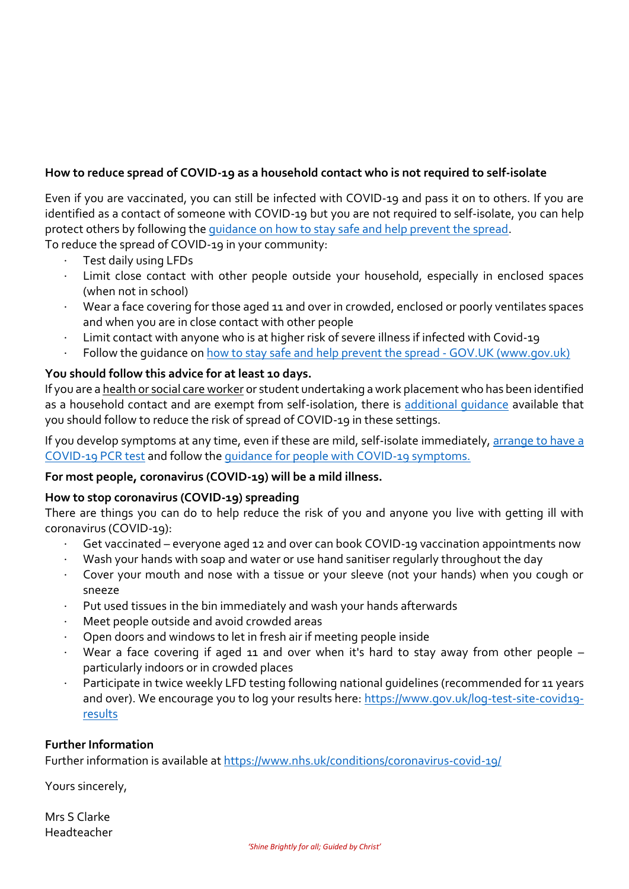**How to reduce spread of COVID-19 as a household contact who is not required to self-isolate**

Even if you are vaccinated, you can still be infected with COVID-19 and pass it on to others. If you are identified as a contact of someone with COVID-19 but you are not required to self-isolate, you can help protect others by following the guidance on how to stay safe and help prevent the spread.
To reduce the spread of COVID-19 in your community:

- Test daily using LFDs
- Limit close contact with other people outside your household, especially in enclosed spaces (when not in school)
- Wear a face covering for those aged 11 and over in crowded, enclosed or poorly ventilates spaces and when you are in close contact with other people
- Limit contact with anyone who is at higher risk of severe illness if infected with Covid-19
- Follow the guidance on how to stay safe and help prevent the spread - GOV.UK (www.gov.uk)

**You should follow this advice for at least 10 days.**
If you are a health or social care worker or student undertaking a work placement who has been identified as a household contact and are exempt from self-isolation, there is additional guidance available that you should follow to reduce the risk of spread of COVID-19 in these settings.

If you develop symptoms at any time, even if these are mild, self-isolate immediately, arrange to have a COVID-19 PCR test and follow the guidance for people with COVID-19 symptoms.

**For most people, coronavirus (COVID-19) will be a mild illness.**

**How to stop coronavirus (COVID-19) spreading**
There are things you can do to help reduce the risk of you and anyone you live with getting ill with coronavirus (COVID-19):

- Get vaccinated – everyone aged 12 and over can book COVID-19 vaccination appointments now
- Wash your hands with soap and water or use hand sanitiser regularly throughout the day
- Cover your mouth and nose with a tissue or your sleeve (not your hands) when you cough or sneeze
- Put used tissues in the bin immediately and wash your hands afterwards
- Meet people outside and avoid crowded areas
- Open doors and windows to let in fresh air if meeting people inside
- Wear a face covering if aged 11 and over when it's hard to stay away from other people – particularly indoors or in crowded places
- Participate in twice weekly LFD testing following national guidelines (recommended for 11 years and over). We encourage you to log your results here: https://www.gov.uk/log-test-site-covid19-results

**Further Information**
Further information is available at https://www.nhs.uk/conditions/coronavirus-covid-19/

Yours sincerely,

Mrs S Clarke
Headteacher

*'Shine Brightly for all; Guided by Christ'*